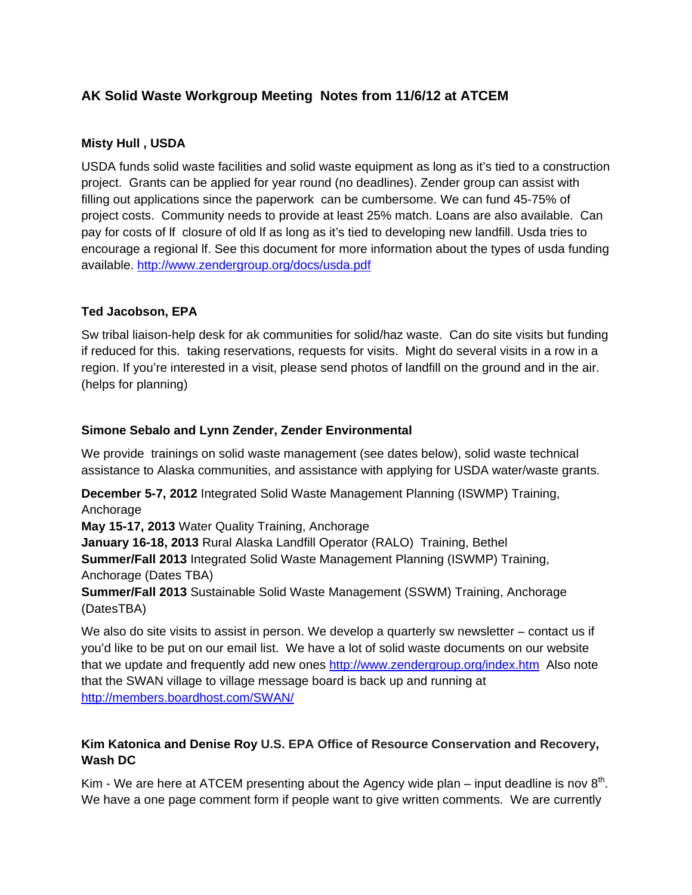## AK Solid Waste Workgroup Meeting Notes from 11/6/12 at ATCEM

### Misty Hull , USDA

USDA funds solid waste facilities and solid waste equipment as long as it's tied to a construction project. Grants can be applied for year round (no deadlines). Zender group can assist with filling out applications since the paperwork can be cumbersome. We can fund 45-75% of project costs. Community needs to provide at least 25% match. Loans are also available. Can pay for costs of lf closure of old lf as long as it's tied to developing new landfill. Usda tries to encourage a regional lf. See this document for more information about the types of usda funding available. http://www.zendergroup.org/docs/usda.pdf

### Ted Jacobson, EPA

Sw tribal liaison-help desk for ak communities for solid/haz waste. Can do site visits but funding if reduced for this. taking reservations, requests for visits. Might do several visits in a row in a region. If you're interested in a visit, please send photos of landfill on the ground and in the air. (helps for planning)

### Simone Sebalo and Lynn Zender, Zender Environmental

We provide trainings on solid waste management (see dates below), solid waste technical assistance to Alaska communities, and assistance with applying for USDA water/waste grants.

**December 5-7, 2012** Integrated Solid Waste Management Planning (ISWMP) Training, Anchorage
**May 15-17, 2013** Water Quality Training, Anchorage
**January 16-18, 2013** Rural Alaska Landfill Operator (RALO) Training, Bethel
**Summer/Fall 2013** Integrated Solid Waste Management Planning (ISWMP) Training, Anchorage (Dates TBA)
**Summer/Fall 2013** Sustainable Solid Waste Management (SSWM) Training, Anchorage (DatesTBA)

We also do site visits to assist in person. We develop a quarterly sw newsletter – contact us if you'd like to be put on our email list. We have a lot of solid waste documents on our website that we update and frequently add new ones http://www.zendergroup.org/index.htm Also note that the SWAN village to village message board is back up and running at http://members.boardhost.com/SWAN/

### Kim Katonica and Denise Roy U.S. EPA Office of Resource Conservation and Recovery, Wash DC

Kim - We are here at ATCEM presenting about the Agency wide plan – input deadline is nov 8th. We have a one page comment form if people want to give written comments. We are currently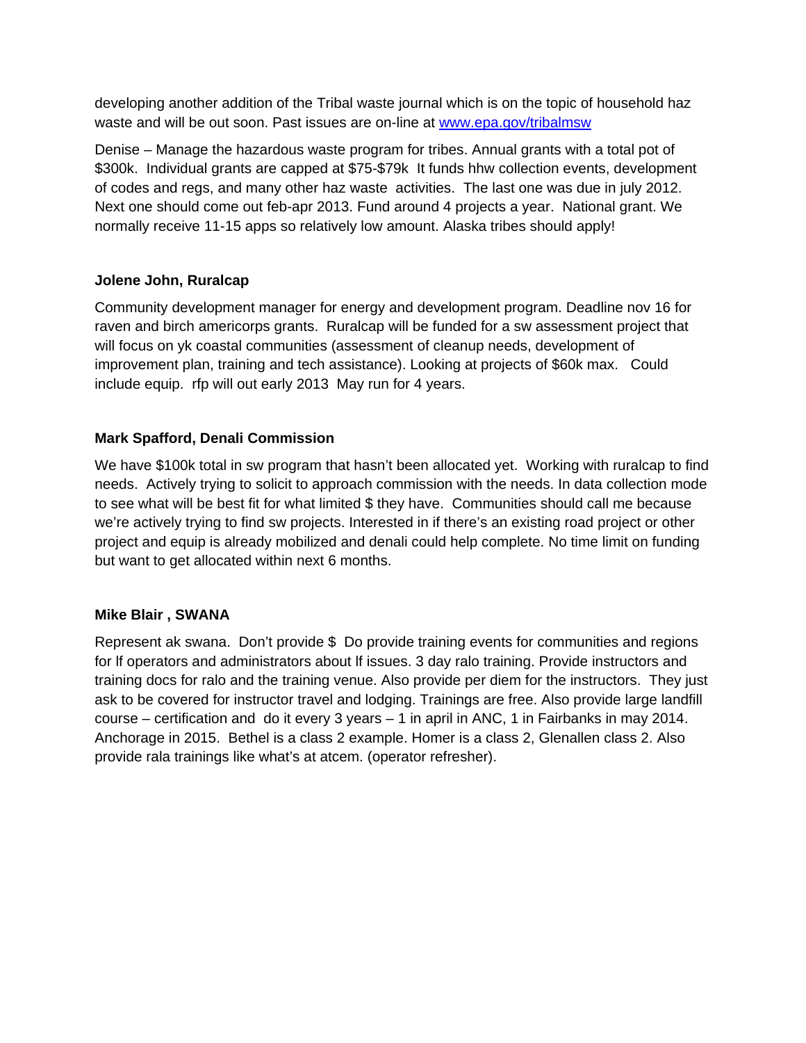developing another addition of the Tribal waste journal which is on the topic of household haz waste and will be out soon. Past issues are on-line at [www.epa.gov/tribalmsw](http://www.epa.gov/tribalmsw)

Denise – Manage the hazardous waste program for tribes. Annual grants with a total pot of $300k. Individual grants are capped at $75-$79k It funds hhw collection events, development of codes and regs, and many other haz waste activities. The last one was due in july 2012. Next one should come out feb-apr 2013. Fund around 4 projects a year. National grant. We normally receive 11-15 apps so relatively low amount. Alaska tribes should apply!

**Jolene John, Ruralcap**

Community development manager for energy and development program. Deadline nov 16 for raven and birch americorps grants. Ruralcap will be funded for a sw assessment project that will focus on yk coastal communities (assessment of cleanup needs, development of improvement plan, training and tech assistance). Looking at projects of $60k max. Could include equip. rfp will out early 2013 May run for 4 years.

**Mark Spafford, Denali Commission**

We have $100k total in sw program that hasn't been allocated yet. Working with ruralcap to find needs. Actively trying to solicit to approach commission with the needs. In data collection mode to see what will be best fit for what limited $ they have. Communities should call me because we're actively trying to find sw projects. Interested in if there's an existing road project or other project and equip is already mobilized and denali could help complete. No time limit on funding but want to get allocated within next 6 months.

**Mike Blair , SWANA**

Represent ak swana. Don't provide $ Do provide training events for communities and regions for lf operators and administrators about lf issues. 3 day ralo training. Provide instructors and training docs for ralo and the training venue. Also provide per diem for the instructors. They just ask to be covered for instructor travel and lodging. Trainings are free. Also provide large landfill course – certification and do it every 3 years – 1 in april in ANC, 1 in Fairbanks in may 2014. Anchorage in 2015. Bethel is a class 2 example. Homer is a class 2, Glenallen class 2. Also provide rala trainings like what's at atcem. (operator refresher).